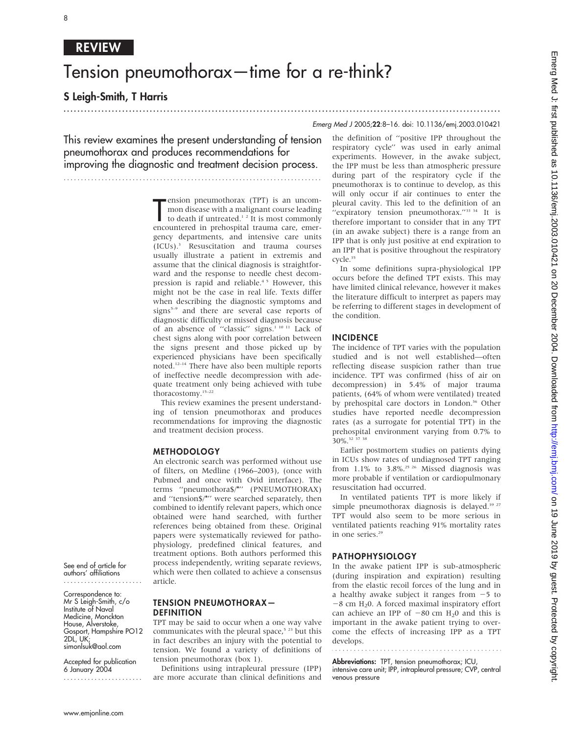REVIEW

# Tension pneumothorax—time for a re-think?

## S Leigh-Smith, T Harris

This review examines the present understanding of tension pneumothorax and produces recommendations for improving the diagnostic and treatment decision process.

Tension pneumothorax (TPT) is an uncommon disease with a malignant course leading to death if untreated.[1 2] It is most commonly encountered in prehospital trauma care, emergency departments, and intensive care units (ICUs).[3] Resuscitation and trauma courses usually illustrate a patient in extremis and assume that the clinical diagnosis is straightforward and the response to needle chest decompression is rapid and reliable.[4 5] However, this might not be the case in real life. Texts differ when describing the diagnostic symptoms and signs[5–9] and there are several case reports of diagnostic difficulty or missed diagnosis because of an absence of "classic" signs.[1 10 11] Lack of chest signs along with poor correlation between the signs present and those picked up by experienced physicians have been specifically noted.[12–14] There have also been multiple reports of ineffective needle decompression with adequate treatment only being achieved with tube thoracostomy.[15–22]

This review examines the present understanding of tension pneumothorax and produces recommendations for improving the diagnostic and treatment decision process.

### METHODOLOGY

An electronic search was performed without use of filters, on Medline (1966–2003), (once with Pubmed and once with Ovid interface). The terms "pneumothora$/*" (PNEUMOTHORAX) and "tension$/*" were searched separately, then combined to identify relevant papers, which once obtained were hand searched, with further references being obtained from these. Original papers were systematically reviewed for pathophysiology, predefined clinical features, and treatment options. Both authors performed this process independently, writing separate reviews, which were then collated to achieve a consensus article.

### TENSION PNEUMOTHORAX—DEFINITION

TPT may be said to occur when a one way valve communicates with the pleural space,[5 23] but this in fact describes an injury with the potential to tension. We found a variety of definitions of tension pneumothorax (box 1).

Definitions using intrapleural pressure (IPP) are more accurate than clinical definitions and the definition of "positive IPP throughout the respiratory cycle" was used in early animal experiments. However, in the awake subject, the IPP must be less than atmospheric pressure during part of the respiratory cycle if the pneumothorax is to continue to develop, as this will only occur if air continues to enter the pleural cavity. This led to the definition of an "expiratory tension pneumothorax."[33 34] It is therefore important to consider that in any TPT (in an awake subject) there is a range from an IPP that is only just positive at end expiration to an IPP that is positive throughout the respiratory cycle.[35]

In some definitions supra-physiological IPP occurs before the defined TPT exists. This may have limited clinical relevance, however it makes the literature difficult to interpret as papers may be referring to different stages in development of the condition.

### INCIDENCE

The incidence of TPT varies with the population studied and is not well established—often reflecting disease suspicion rather than true incidence. TPT was confirmed (hiss of air on decompression) in 5.4% of major trauma patients, (64% of whom were ventilated) treated by prehospital care doctors in London.[36] Other studies have reported needle decompression rates (as a surrogate for potential TPT) in the prehospital environment varying from 0.7% to 30%.[32 37 38]

Earlier postmortem studies on patients dying in ICUs show rates of undiagnosed TPT ranging from 1.1% to 3.8%.[25 26] Missed diagnosis was more probable if ventilation or cardiopulmonary resuscitation had occurred.

In ventilated patients TPT is more likely if simple pneumothorax diagnosis is delayed.[39 27] TPT would also seem to be more serious in ventilated patients reaching 91% mortality rates in one series.[29]

### PATHOPHYSIOLOGY

In the awake patient IPP is sub-atmospheric (during inspiration and expiration) resulting from the elastic recoil forces of the lung and in a healthy awake subject it ranges from −5 to −8 cm $H_2O$. A forced maximal inspiratory effort can achieve an IPP of −80 cm $H_2O$ and this is important in the awake patient trying to overcome the effects of increasing IPP as a TPT develops.

See end of article for authors' affiliations

Correspondence to: Mr S Leigh-Smith, c/o Institute of Naval Medicine, Monckton House, Alverstoke, Gosport, Hampshire PO12 2DL, UK; simonlsuk@aol.com

Accepted for publication 6 January 2004

**Abbreviations:** TPT, tension pneumothorax; ICU, intensive care unit; IPP, intrapleural pressure; CVP, central venous pressure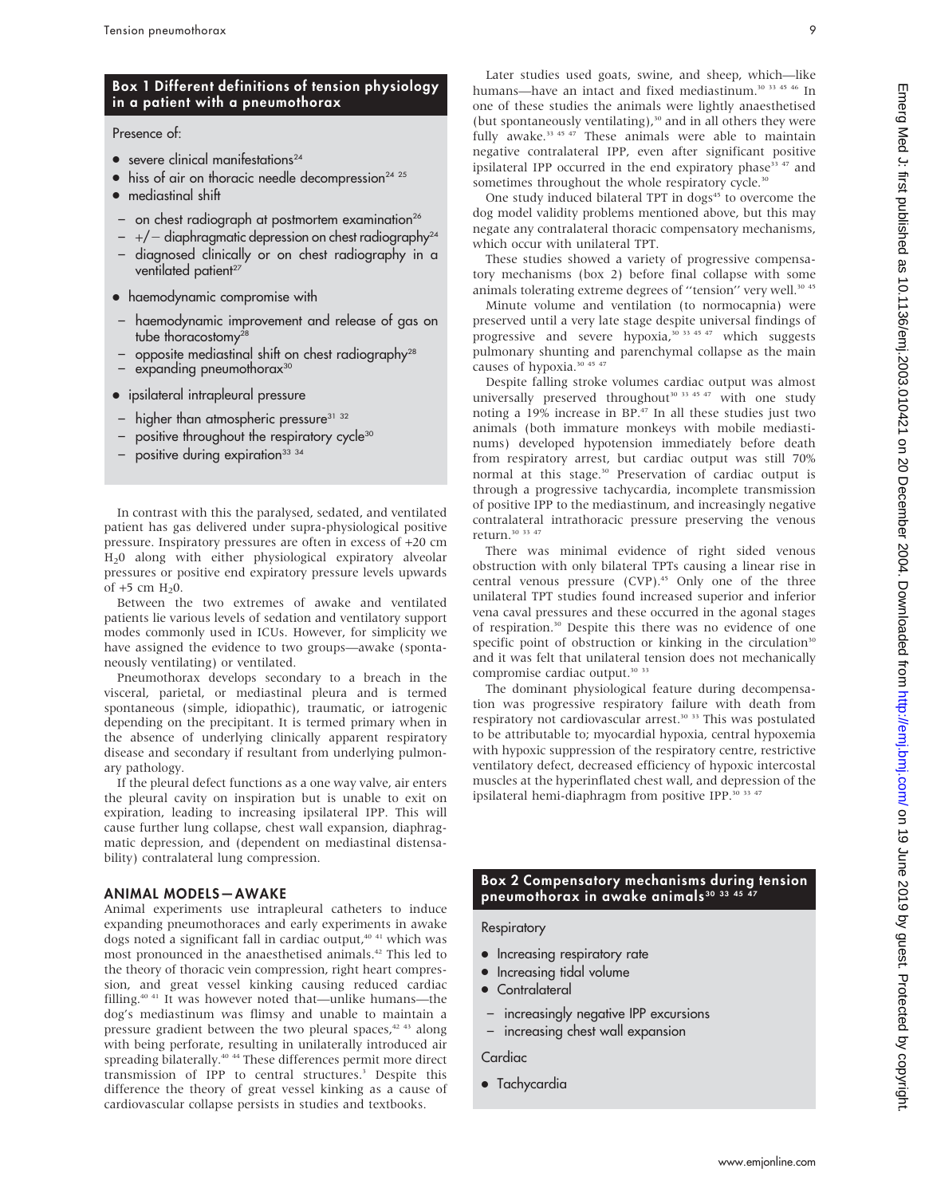## Box 1 Different definitions of tension physiology in a patient with a pneumothorax

Presence of:

- severe clinical manifestations[24]
- hiss of air on thoracic needle decompression[24 25]
- mediastinal shift
  - on chest radiograph at postmortem examination[26]
  - +/− diaphragmatic depression on chest radiography[24]
  - diagnosed clinically or on chest radiography in a ventilated patient[27]
- haemodynamic compromise with
  - haemodynamic improvement and release of gas on tube thoracostomy[28]
  - opposite mediastinal shift on chest radiograph[28]
  - expanding pneumothorax[30]
- ipsilateral intrapleural pressure
  - higher than atmospheric pressure[31 32]
  - positive throughout the respiratory cycle[30]
  - positive during expiration[33 34]

In contrast with this the paralysed, sedated, and ventilated patient has gas delivered under supra-physiological positive pressure. Inspiratory pressures are often in excess of +20 cm $H_2O$ along with either physiological expiratory alveolar pressures or positive end expiratory pressure levels upwards of +5 cm $H_2O$.

Between the two extremes of awake and ventilated patients lie various levels of sedation and ventilatory support modes commonly used in ICUs. However, for simplicity we have assigned the evidence to two groups—awake (spontaneously ventilating) or ventilated.

Pneumothorax develops secondary to a breach in the visceral, parietal, or mediastinal pleura and is termed spontaneous (simple, idiopathic), traumatic, or iatrogenic depending on the precipitant. It is termed primary when in the absence of underlying clinically apparent respiratory disease and secondary if resultant from underlying pulmonary pathology.

If the pleural defect functions as a one way valve, air enters the pleural cavity on inspiration but is unable to exit on expiration, leading to increasing ipsilateral IPP. This will cause further lung collapse, chest wall expansion, diaphragmatic depression, and (dependent on mediastinal distensability) contralateral lung compression.

## ANIMAL MODELS—AWAKE

Animal experiments use intrapleural catheters to induce expanding pneumothoraces and early experiments in awake dogs noted a significant fall in cardiac output,[40 41] which was most pronounced in the anaesthetised animals.[42] This led to the theory of thoracic vein compression, right heart compression, and great vessel kinking causing reduced cardiac filling.[40 41] It was however noted that—unlike humans—the dog's mediastinum was flimsy and unable to maintain a pressure gradient between the two pleural spaces,[42 43] along with being perforate, resulting in unilaterally introduced air spreading bilaterally.[40 44] These differences permit more direct transmission of IPP to central structures.[3] Despite this difference the theory of great vessel kinking as a cause of cardiovascular collapse persists in studies and textbooks.

Later studies used goats, swine, and sheep, which—like humans—have an intact and fixed mediastinum.[30 33 45 46] In one of these studies the animals were lightly anaesthetised (but spontaneously ventilating),[30] and in all others they were fully awake.[33 45 47] These animals were able to maintain negative contralateral IPP, even after significant positive ipsilateral IPP occurred in the end expiratory phase[33 47] and sometimes throughout the whole respiratory cycle.[30]

One study induced bilateral TPT in dogs[45] to overcome the dog model validity problems mentioned above, but this may negate any contralateral thoracic compensatory mechanisms, which occur with unilateral TPT.

These studies showed a variety of progressive compensatory mechanisms (box 2) before final collapse with some animals tolerating extreme degrees of "tension" very well.[30 45]

Minute volume and ventilation (to normocapnia) were preserved until a very late stage despite universal findings of progressive and severe hypoxia,[30 33 45 47] which suggests pulmonary shunting and parenchymal collapse as the main causes of hypoxia.[30 45 47]

Despite falling stroke volumes cardiac output was almost universally preserved throughout[30 33 45 47] with one study noting a 19% increase in BP.[47] In all these studies just two animals (both immature monkeys with mobile mediastinums) developed hypotension immediately before death from respiratory arrest, but cardiac output was still 70% normal at this stage.[30] Preservation of cardiac output is through a progressive tachycardia, incomplete transmission of positive IPP to the mediastinum, and increasingly negative contralateral intrathoracic pressure preserving the venous return.[30 33 47]

There was minimal evidence of right sided venous obstruction with only bilateral TPTs causing a linear rise in central venous pressure (CVP).[45] Only one of the three unilateral TPT studies found increased superior and inferior vena caval pressures and these occurred in the agonal stages of respiration.[30] Despite this there was no evidence of one specific point of obstruction or kinking in the circulation[30] and it was felt that unilateral tension does not mechanically compromise cardiac output.[30 33]

The dominant physiological feature during decompensation was progressive respiratory failure with death from respiratory not cardiovascular arrest.[30 33] This was postulated to be attributable to; myocardial hypoxia, central hypoxemia with hypoxic suppression of the respiratory centre, restrictive ventilatory defect, decreased efficiency of hypoxic intercostal muscles at the hyperinflated chest wall, and depression of the ipsilateral hemi-diaphragm from positive IPP.[30 33 47]

## Box 2 Compensatory mechanisms during tension pneumothorax in awake animals[30 33 45 47]

Respiratory

- Increasing respiratory rate
- Increasing tidal volume
- Contralateral
  - increasingly negative IPP excursions
  - increasing chest wall expansion

Cardiac

- Tachycardia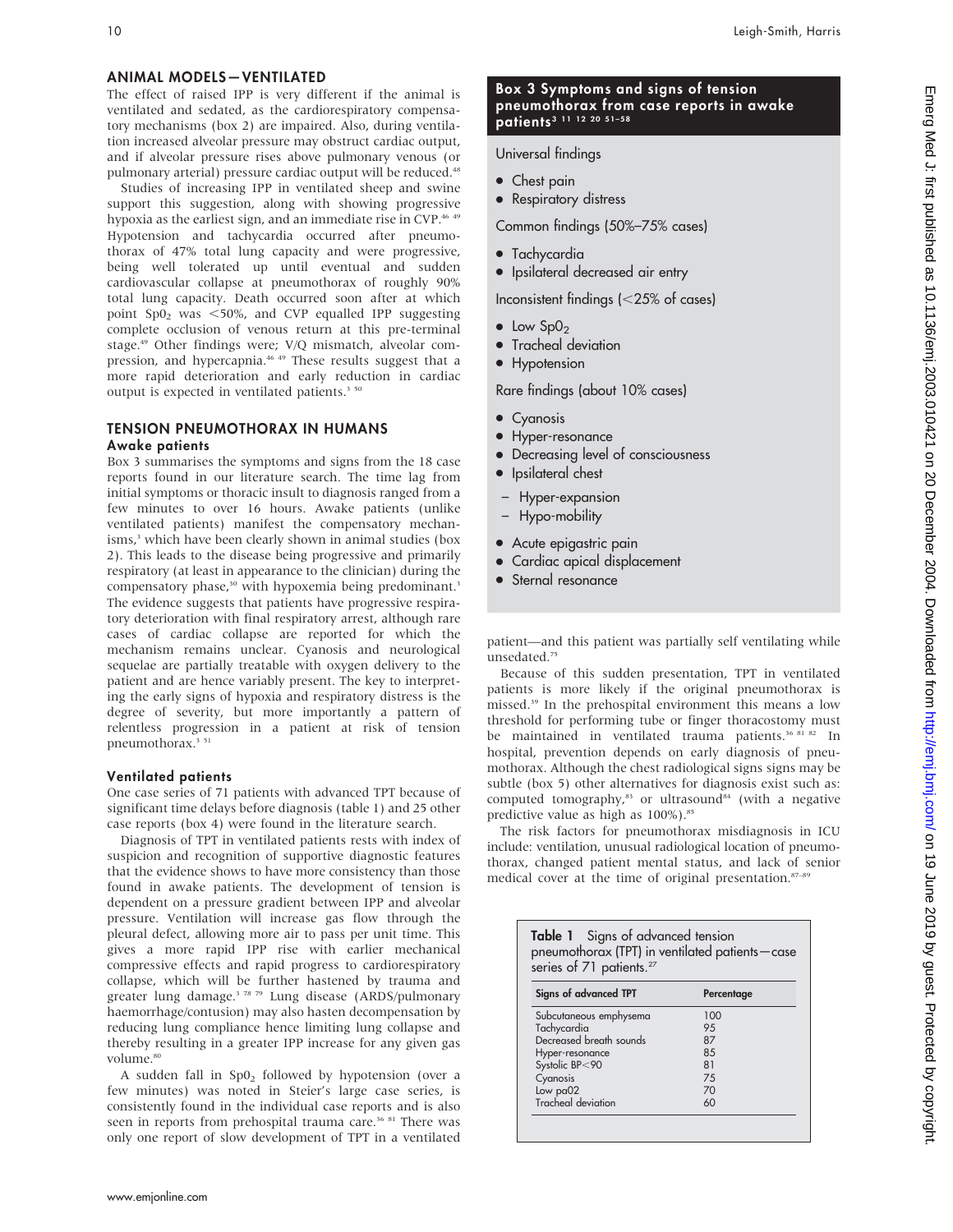## ANIMAL MODELS—VENTILATED

The effect of raised IPP is very different if the animal is ventilated and sedated, as the cardiorespiratory compensatory mechanisms (box 2) are impaired. Also, during ventilation increased alveolar pressure may obstruct cardiac output, and if alveolar pressure rises above pulmonary venous (or pulmonary arterial) pressure cardiac output will be reduced.[48]

Studies of increasing IPP in ventilated sheep and swine support this suggestion, along with showing progressive hypoxia as the earliest sign, and an immediate rise in CVP.[46 49] Hypotension and tachycardia occurred after pneumothorax of 47% total lung capacity and were progressive, being well tolerated up until eventual and sudden cardiovascular collapse at pneumothorax of roughly 90% total lung capacity. Death occurred soon after at which point $SpO_2$ was <50%, and CVP equalled IPP suggesting complete occlusion of venous return at this pre-terminal stage.[49] Other findings were; V/Q mismatch, alveolar compression, and hypercapnia.[46 49] These results suggest that a more rapid deterioration and early reduction in cardiac output is expected in ventilated patients.[3 50]

## TENSION PNEUMOTHORAX IN HUMANS

### Awake patients

Box 3 summarises the symptoms and signs from the 18 case reports found in our literature search. The time lag from initial symptoms or thoracic insult to diagnosis ranged from a few minutes to over 16 hours. Awake patients (unlike ventilated patients) manifest the compensatory mechanisms,[3] which have been clearly shown in animal studies (box 2). This leads to the disease being progressive and primarily respiratory (at least in appearance to the clinician) during the compensatory phase,[30] with hypoxemia being predominant.[3] The evidence suggests that patients have progressive respiratory deterioration with final respiratory arrest, although rare cases of cardiac collapse are reported for which the mechanism remains unclear. Cyanosis and neurological sequelae are partially treatable with oxygen delivery to the patient and are hence variably present. The key to interpreting the early signs of hypoxia and respiratory distress is the degree of severity, but more importantly a pattern of relentless progression in a patient at risk of tension pneumothorax.[3 51]

### Ventilated patients

One case series of 71 patients with advanced TPT because of significant time delays before diagnosis (table 1) and 25 other case reports (box 4) were found in the literature search.

Diagnosis of TPT in ventilated patients rests with index of suspicion and recognition of supportive diagnostic features that the evidence shows to have more consistency than those found in awake patients. The development of tension is dependent on a pressure gradient between IPP and alveolar pressure. Ventilation will increase gas flow through the pleural defect, allowing more air to pass per unit time. This gives a more rapid IPP rise with earlier mechanical compressive effects and rapid progress to cardiorespiratory collapse, which will be further hastened by trauma and greater lung damage.[3 78 79] Lung disease (ARDS/pulmonary haemorrhage/contusion) may also hasten decompensation by reducing lung compliance hence limiting lung collapse and thereby resulting in a greater IPP increase for any given gas volume.[80]

A sudden fall in $SpO_2$ followed by hypotension (over a few minutes) was noted in Steier's large case series, is consistently found in the individual case reports and is also seen in reports from prehospital trauma care.[36 81] There was only one report of slow development of TPT in a ventilated patient—and this patient was partially self ventilating while unsedated.[75]

**Box 3 Symptoms and signs of tension pneumothorax from case reports in awake patients[3 11 12 20 51–58]**

Universal findings

- Chest pain
- Respiratory distress

Common findings (50%–75% cases)

- Tachycardia
- Ipsilateral decreased air entry

Inconsistent findings (<25% of cases)

- Low $SpO_2$
- Tracheal deviation
- Hypotension

Rare findings (about 10% cases)

- Cyanosis
- Hyper-resonance
- Decreasing level of consciousness
- Ipsilateral chest
  - Hyper-expansion
  - Hypo-mobility
- Acute epigastric pain
- Cardiac apical displacement
- Sternal resonance

Because of this sudden presentation, TPT in ventilated patients is more likely if the original pneumothorax is missed.[39] In the prehospital environment this means a low threshold for performing tube or finger thoracostomy must be maintained in ventilated trauma patients.[36 81 82] In hospital, prevention depends on early diagnosis of pneumothorax. Although the chest radiological signs signs may be subtle (box 5) other alternatives for diagnosis exist such as: computed tomography,[83] or ultrasound[84] (with a negative predictive value as high as 100%).[85]

The risk factors for pneumothorax misdiagnosis in ICU include: ventilation, unusual radiological location of pneumothorax, changed patient mental status, and lack of senior medical cover at the time of original presentation.[87–89]

**Table 1** Signs of advanced tension pneumothorax (TPT) in ventilated patients—case series of 71 patients.[27]

| Signs of advanced TPT | Percentage |
|---|---|
| Subcutaneous emphysema | 100 |
| Tachycardia | 95 |
| Decreased breath sounds | 87 |
| Hyper-resonance | 85 |
| Systolic BP<90 | 81 |
| Cyanosis | 75 |
| Low $paO_2$ | 70 |
| Tracheal deviation | 60 |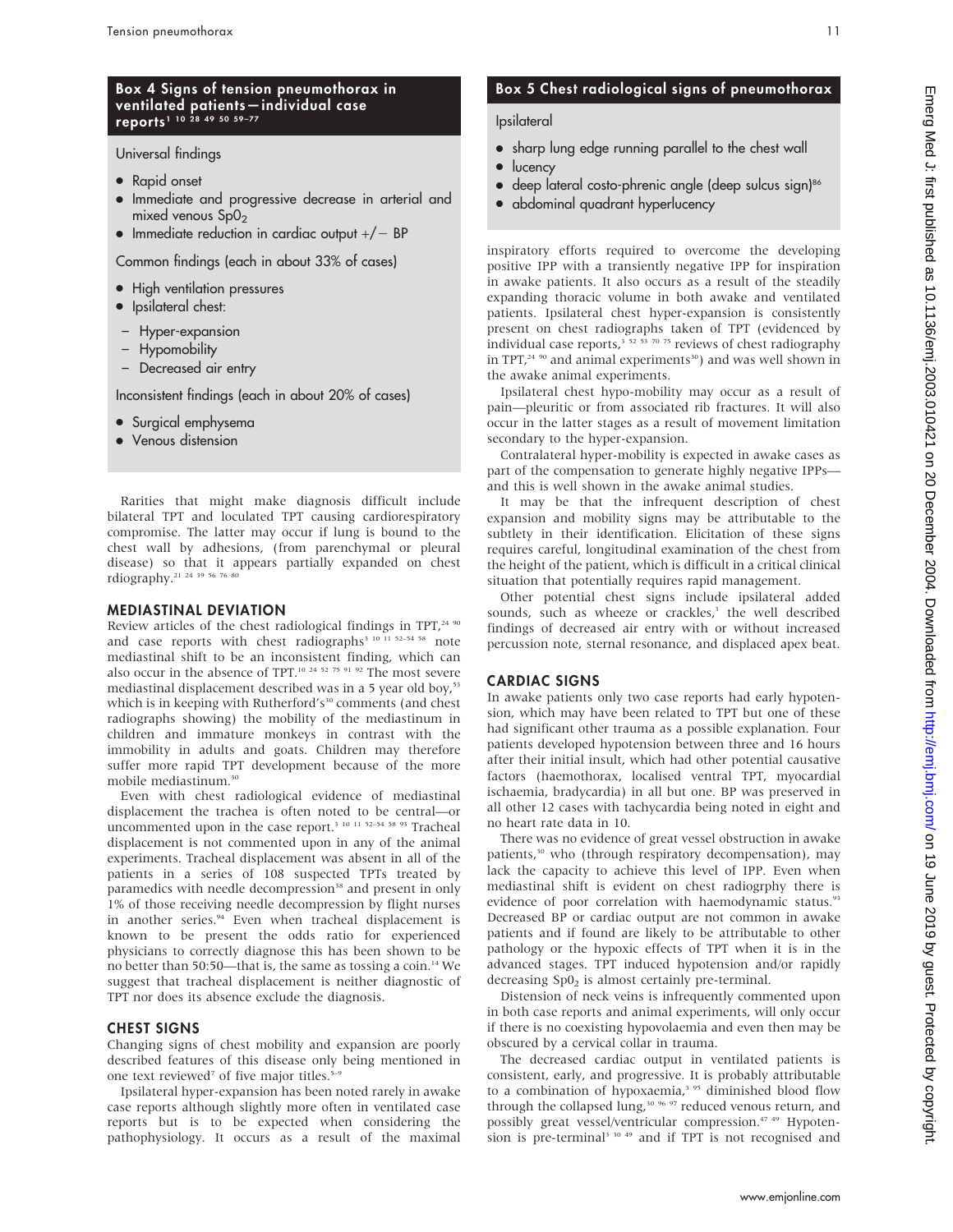## Box 4 Signs of tension pneumothorax in ventilated patients—individual case reports[1 10 28 49 50 59–77]

Universal findings

- Rapid onset
- Immediate and progressive decrease in arterial and mixed venous $SpO_2$
- Immediate reduction in cardiac output +/− BP

Common findings (each in about 33% of cases)

- High ventilation pressures
- Ipsilateral chest:
  - Hyper-expansion
  - Hypomobility
  - Decreased air entry

Inconsistent findings (each in about 20% of cases)

- Surgical emphysema
- Venous distension

Rarities that might make diagnosis difficult include bilateral TPT and loculated TPT causing cardiorespiratory compromise. The latter may occur if lung is bound to the chest wall by adhesions, (from parenchymal or pleural disease) so that it appears partially expanded on chest rdiography.[21 24 39 56 76 80]

## MEDIASTINAL DEVIATION

Review articles of the chest radiological findings in TPT,[24 90] and case reports with chest radiographs[3 10 11 52–54 58] note mediastinal shift to be an inconsistent finding, which can also occur in the absence of TPT.[10 24 52 75 91 92] The most severe mediastinal displacement described was in a 5 year old boy,[53] which is in keeping with Rutherford's[30] comments (and chest radiographs showing) the mobility of the mediastinum in children and immature monkeys in contrast with the immobility in adults and goats. Children may therefore suffer more rapid TPT development because of the more mobile mediastinum.[30]

Even with chest radiological evidence of mediastinal displacement the trachea is often noted to be central—or uncommented upon in the case report.[3 10 11 52–54 58 93] Tracheal displacement is not commented upon in any of the animal experiments. Tracheal displacement was absent in all of the patients in a series of 108 suspected TPTs treated by paramedics with needle decompression[38] and present in only 1% of those receiving needle decompression by flight nurses in another series.[94] Even when tracheal displacement is known to be present the odds ratio for experienced physicians to correctly diagnose this has been shown to be no better than 50:50—that is, the same as tossing a coin.[14] We suggest that tracheal displacement is neither diagnostic of TPT nor does its absence exclude the diagnosis.

## CHEST SIGNS

Changing signs of chest mobility and expansion are poorly described features of this disease only being mentioned in one text reviewed[7] of five major titles.[5–9]

Ipsilateral hyper-expansion has been noted rarely in awake case reports although slightly more often in ventilated case reports but is to be expected when considering the pathophysiology. It occurs as a result of the maximal inspiratory efforts required to overcome the developing positive IPP with a transiently negative IPP for inspiration in awake patients. It also occurs as a result of the steadily expanding thoracic volume in both awake and ventilated patients. Ipsilateral chest hyper-expansion is consistently present on chest radiographs taken of TPT (evidenced by individual case reports,[3 52 53 70 75] reviews of chest radiography in TPT,[24 90] and animal experiments[30]) and was well shown in the awake animal experiments.

Ipsilateral chest hypo-mobility may occur as a result of pain—pleuritic or from associated rib fractures. It will also occur in the latter stages as a result of movement limitation secondary to the hyper-expansion.

Contralateral hyper-mobility is expected in awake cases as part of the compensation to generate highly negative IPPs—and this is well shown in the awake animal studies.

It may be that the infrequent description of chest expansion and mobility signs may be attributable to the subtlety in their identification. Elicitation of these signs requires careful, longitudinal examination of the chest from the height of the patient, which is difficult in a critical clinical situation that potentially requires rapid management.

Other potential chest signs include ipsilateral added sounds, such as wheeze or crackles,[3] the well described findings of decreased air entry with or without increased percussion note, sternal resonance, and displaced apex beat.

## Box 5 Chest radiological signs of pneumothorax

Ipsilateral

- sharp lung edge running parallel to the chest wall
- lucency
- deep lateral costo-phrenic angle (deep sulcus sign)[86]
- abdominal quadrant hyperlucency

## CARDIAC SIGNS

In awake patients only two case reports had early hypotension, which may have been related to TPT but one of these had significant other trauma as a possible explanation. Four patients developed hypotension between three and 16 hours after their initial insult, which had other potential causative factors (haemothorax, localised ventral TPT, myocardial ischaemia, bradycardia) in all but one. BP was preserved in all other 12 cases with tachycardia being noted in eight and no heart rate data in 10.

There was no evidence of great vessel obstruction in awake patients,[30] who (through respiratory decompensation), may lack the capacity to achieve this level of IPP. Even when mediastinal shift is evident on chest radiogrphy there is evidence of poor correlation with haemodynamic status.[93] Decreased BP or cardiac output are not common in awake patients and if found are likely to be attributable to other pathology or the hypoxic effects of TPT when it is in the advanced stages. TPT induced hypotension and/or rapidly decreasing $SpO_2$ is almost certainly pre-terminal.

Distension of neck veins is infrequently commented upon in both case reports and animal experiments, will only occur if there is no coexisting hypovolaemia and even then may be obscured by a cervical collar in trauma.

The decreased cardiac output in ventilated patients is consistent, early, and progressive. It is probably attributable to a combination of hypoxaemia,[3 95] diminished blood flow through the collapsed lung,[30 96 97] reduced venous return, and possibly great vessel/ventricular compression.[47 49] Hypotension is pre-terminal[3 30 49] and if TPT is not recognised and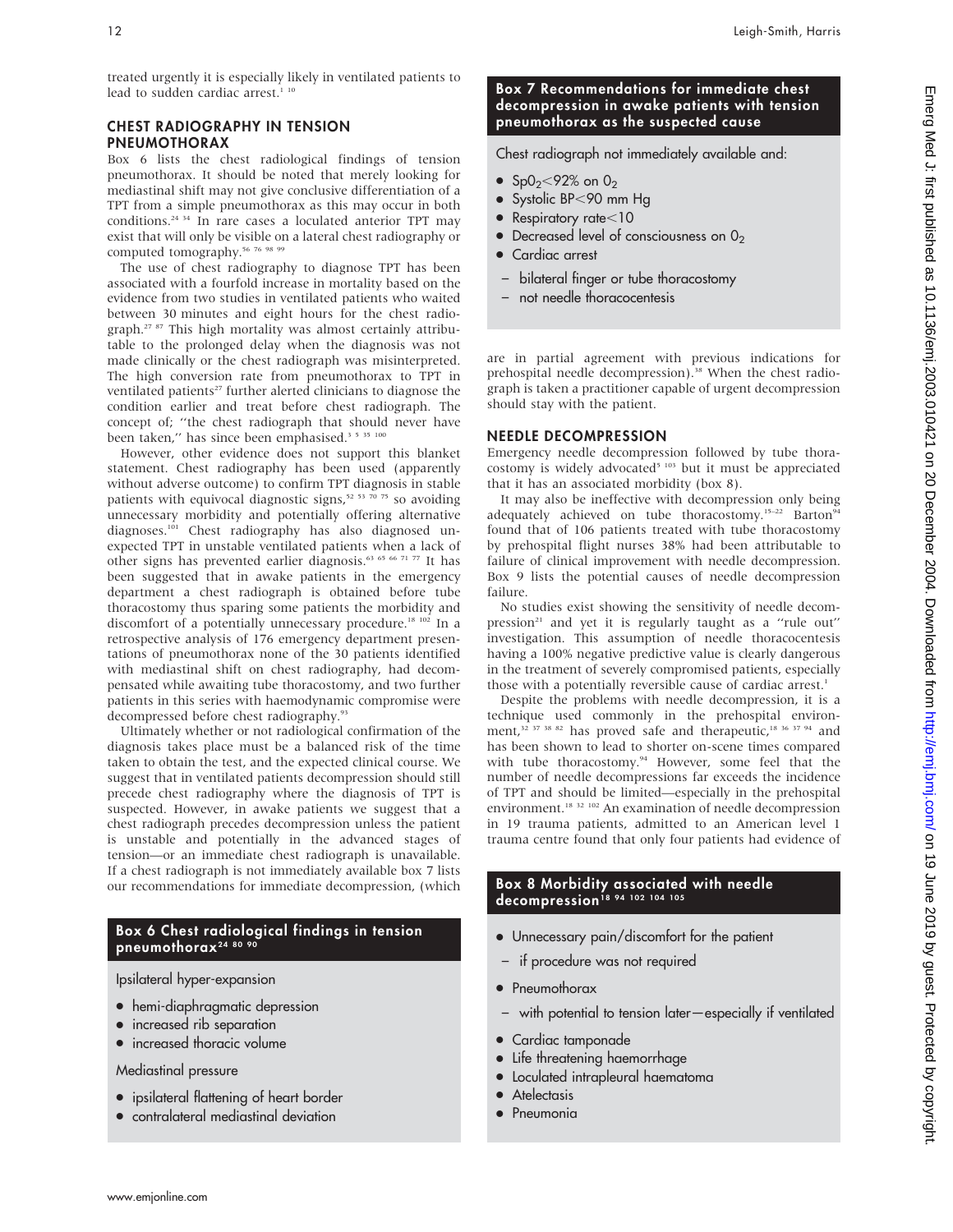treated urgently it is especially likely in ventilated patients to lead to sudden cardiac arrest.[1 10]

## CHEST RADIOGRAPHY IN TENSION PNEUMOTHORAX

Box 6 lists the chest radiological findings of tension pneumothorax. It should be noted that merely looking for mediastinal shift may not give conclusive differentiation of a TPT from a simple pneumothorax as this may occur in both conditions.[24 34] In rare cases a loculated anterior TPT may exist that will only be visible on a lateral chest radiography or computed tomography.[56 76 98 99]

The use of chest radiography to diagnose TPT has been associated with a fourfold increase in mortality based on the evidence from two studies in ventilated patients who waited between 30 minutes and eight hours for the chest radiograph.[27 87] This high mortality was almost certainly attributable to the prolonged delay when the diagnosis was not made clinically or the chest radiograph was misinterpreted. The high conversion rate from pneumothorax to TPT in ventilated patients[27] further alerted clinicians to diagnose the condition earlier and treat before chest radiograph. The concept of; "the chest radiograph that should never have been taken," has since been emphasised.[3 5 35 100]

However, other evidence does not support this blanket statement. Chest radiography has been used (apparently without adverse outcome) to confirm TPT diagnosis in stable patients with equivocal diagnostic signs,[52 53 70 75] so avoiding unnecessary morbidity and potentially offering alternative diagnoses.[101] Chest radiography has also diagnosed unexpected TPT in unstable ventilated patients when a lack of other signs has prevented earlier diagnosis.[63 65 66 71 77] It has been suggested that in awake patients in the emergency department a chest radiograph is obtained before tube thoracostomy thus sparing some patients the morbidity and discomfort of a potentially unnecessary procedure.[18 102] In a retrospective analysis of 176 emergency department presentations of pneumothorax none of the 30 patients identified with mediastinal shift on chest radiography, had decompensated while awaiting tube thoracostomy, and two further patients in this series with haemodynamic compromise were decompressed before chest radiography.[93]

Ultimately whether or not radiological confirmation of the diagnosis takes place must be a balanced risk of the time taken to obtain the test, and the expected clinical course. We suggest that in ventilated patients decompression should still precede chest radiography where the diagnosis of TPT is suspected. However, in awake patients we suggest that a chest radiograph precedes decompression unless the patient is unstable and potentially in the advanced stages of tension—or an immediate chest radiograph is unavailable. If a chest radiograph is not immediately available box 7 lists our recommendations for immediate decompression, (which are in partial agreement with previous indications for prehospital needle decompression).[38] When the chest radiograph is taken a practitioner capable of urgent decompression should stay with the patient.

### Box 6 Chest radiological findings in tension pneumothorax[24 80 90]

Ipsilateral hyper-expansion

- hemi-diaphragmatic depression
- increased rib separation
- increased thoracic volume

Mediastinal pressure

- ipsilateral flattening of heart border
- contralateral mediastinal deviation

### Box 7 Recommendations for immediate chest decompression in awake patients with tension pneumothorax as the suspected cause

Chest radiograph not immediately available and:

- $SpO_2<92\%$ on $O_2$
- Systolic BP<90 mm Hg
- Respiratory rate<10
- Decreased level of consciousness on $O_2$
- Cardiac arrest
  - bilateral finger or tube thoracostomy
  - not needle thoracocentesis

## NEEDLE DECOMPRESSION

Emergency needle decompression followed by tube thoracostomy is widely advocated[5 103] but it must be appreciated that it has an associated morbidity (box 8).

It may also be ineffective with decompression only being adequately achieved on tube thoracostomy.[15–22] Barton[94] found that of 106 patients treated with tube thoracostomy by prehospital flight nurses 38% had been attributable to failure of clinical improvement with needle decompression. Box 9 lists the potential causes of needle decompression failure.

No studies exist showing the sensitivity of needle decompression[21] and yet it is regularly taught as a "rule out" investigation. This assumption of needle thoracocentesis having a 100% negative predictive value is clearly dangerous in the treatment of severely compromised patients, especially those with a potentially reversible cause of cardiac arrest.[1]

Despite the problems with needle decompression, it is a technique used commonly in the prehospital environment,[32 37 38 82] has proved safe and therapeutic,[18 36 37 94] and has been shown to lead to shorter on-scene times compared with tube thoracostomy.[94] However, some feel that the number of needle decompressions far exceeds the incidence of TPT and should be limited—especially in the prehospital environment.[18 32 102] An examination of needle decompression in 19 trauma patients, admitted to an American level 1 trauma centre found that only four patients had evidence of

### Box 8 Morbidity associated with needle decompression[18 94 102 104 105]

- Unnecessary pain/discomfort for the patient
  - if procedure was not required
- Pneumothorax
  - with potential to tension later—especially if ventilated
- Cardiac tamponade
- Life threatening haemorrhage
- Loculated intrapleural haematoma
- Atelectasis
- Pneumonia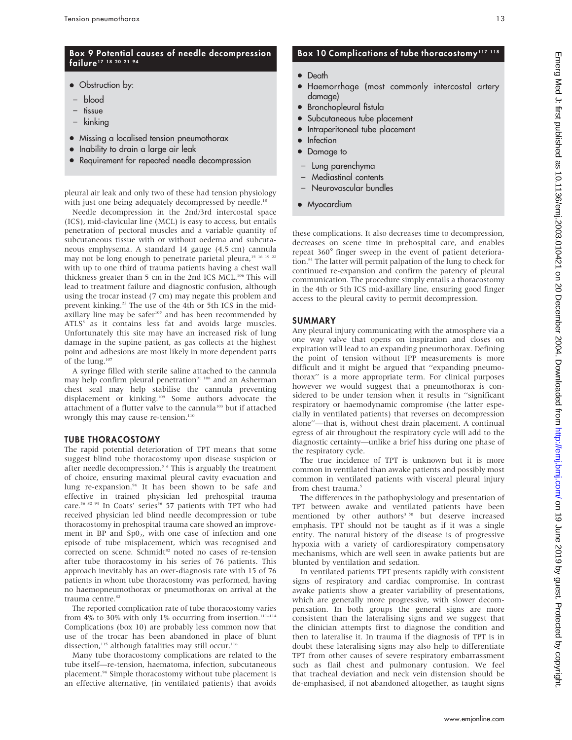### Box 9 Potential causes of needle decompression failure[17 18 20 21 94]

- Obstruction by:
  - blood
  - tissue
  - kinking
- Missing a localised tension pneumothorax
- Inability to drain a large air leak
- Requirement for repeated needle decompression

pleural air leak and only two of these had tension physiology with just one being adequately decompressed by needle.[18]

Needle decompression in the 2nd/3rd intercostal space (ICS), mid-clavicular line (MCL) is easy to access, but entails penetration of pectoral muscles and a variable quantity of subcutaneous tissue with or without oedema and subcutaneous emphysema. A standard 14 gauge (4.5 cm) cannula may not be long enough to penetrate parietal pleura,[15 16 19 22] with up to one third of trauma patients having a chest wall thickness greater than 5 cm in the 2nd ICS MCL.[106] This will lead to treatment failure and diagnostic confusion, although using the trocar instead (7 cm) may negate this problem and prevent kinking.[22] The use of the 4th or 5th ICS in the mid-axillary line may be safer[105] and has been recommended by ATLS[5] as it contains less fat and avoids large muscles. Unfortunately this site may have an increased risk of lung damage in the supine patient, as gas collects at the highest point and adhesions are most likely in more dependent parts of the lung.[107]

A syringe filled with sterile saline attached to the cannula may help confirm pleural penetration[91 108] and an Asherman chest seal may help stabilise the cannula preventing displacement or kinking.[109] Some authors advocate the attachment of a flutter valve to the cannula[103] but if attached wrongly this may cause re-tension.[110]

## TUBE THORACOSTOMY

The rapid potential deterioration of TPT means that some suggest blind tube thoracostomy upon disease suspicion or after needle decompression.[5 6] This is arguably the treatment of choice, ensuring maximal pleural cavity evacuation and lung re-expansion.[94] It has been shown to be safe and effective in trained physician led prehospital trauma care.[36 82 94] In Coats' series[36] 57 patients with TPT who had received physician led blind needle decompression or tube thoracostomy in prehospital trauma care showed an improvement in BP and $SpO_2$, with one case of infection and one episode of tube misplacement, which was recognised and corrected on scene. Schmidt[82] noted no cases of re-tension after tube thoracostomy in his series of 76 patients. This approach inevitably has an over-diagnosis rate with 15 of 76 patients in whom tube thoracostomy was performed, having no haemopneumothorax or pneumothorax on arrival at the trauma centre.[82]

The reported complication rate of tube thoracostomy varies from 4% to 30% with only 1% occurring from insertion.[111–114] Complications (box 10) are probably less common now that use of the trocar has been abandoned in place of blunt dissection,[115] although fatalities may still occur.[116]

Many tube thoracostomy complications are related to the tube itself—re-tension, haematoma, infection, subcutaneous placement.[94] Simple thoracostomy without tube placement is an effective alternative, (in ventilated patients) that avoids these complications. It also decreases time to decompression, decreases on scene time in prehospital care, and enables repeat 360° finger sweep in the event of patient deterioration.[81] The latter will permit palpation of the lung to check for continued re-expansion and confirm the patency of pleural communication. The procedure simply entails a thoracostomy in the 4th or 5th ICS mid-axillary line, ensuring good finger access to the pleural cavity to permit decompression.

### Box 10 Complications of tube thoracostomy[117 118]

- Death
- Haemorrhage (most commonly intercostal artery damage)
- Bronchopleural fistula
- Subcutaneous tube placement
- Intraperitoneal tube placement
- Infection
- Damage to
  - Lung parenchyma
  - Mediastinal contents
  - Neurovascular bundles
- Myocardium

## SUMMARY

Any pleural injury communicating with the atmosphere via a one way valve that opens on inspiration and closes on expiration will lead to an expanding pneumothorax. Defining the point of tension without IPP measurements is more difficult and it might be argued that "expanding pneumothorax" is a more appropriate term. For clinical purposes however we would suggest that a pneumothorax is considered to be under tension when it results in "significant respiratory or haemodynamic compromise (the latter especially in ventilated patients) that reverses on decompression alone"—that is, without chest drain placement. A continual egress of air throughout the respiratory cycle will add to the diagnostic certainty—unlike a brief hiss during one phase of the respiratory cycle.

The true incidence of TPT is unknown but it is more common in ventilated than awake patients and possibly most common in ventilated patients with visceral pleural injury from chest trauma.[5]

The differences in the pathophysiology and presentation of TPT between awake and ventilated patients have been mentioned by other authors[3 50] but deserve increased emphasis. TPT should not be taught as if it was a single entity. The natural history of the disease is of progressive hypoxia with a variety of cardiorespiratory compensatory mechanisms, which are well seen in awake patients but are blunted by ventilation and sedation.

In ventilated patients TPT presents rapidly with consistent signs of respiratory and cardiac compromise. In contrast awake patients show a greater variability of presentations, which are generally more progressive, with slower decompensation. In both groups the general signs are more consistent than the lateralising signs and we suggest that the clinician attempts first to diagnose the condition and then to lateralise it. In trauma if the diagnosis of TPT is in doubt these lateralising signs may also help to differentiate TPT from other causes of severe respiratory embarrassment such as flail chest and pulmonary contusion. We feel that tracheal deviation and neck vein distension should be de-emphasised, if not abandoned altogether, as taught signs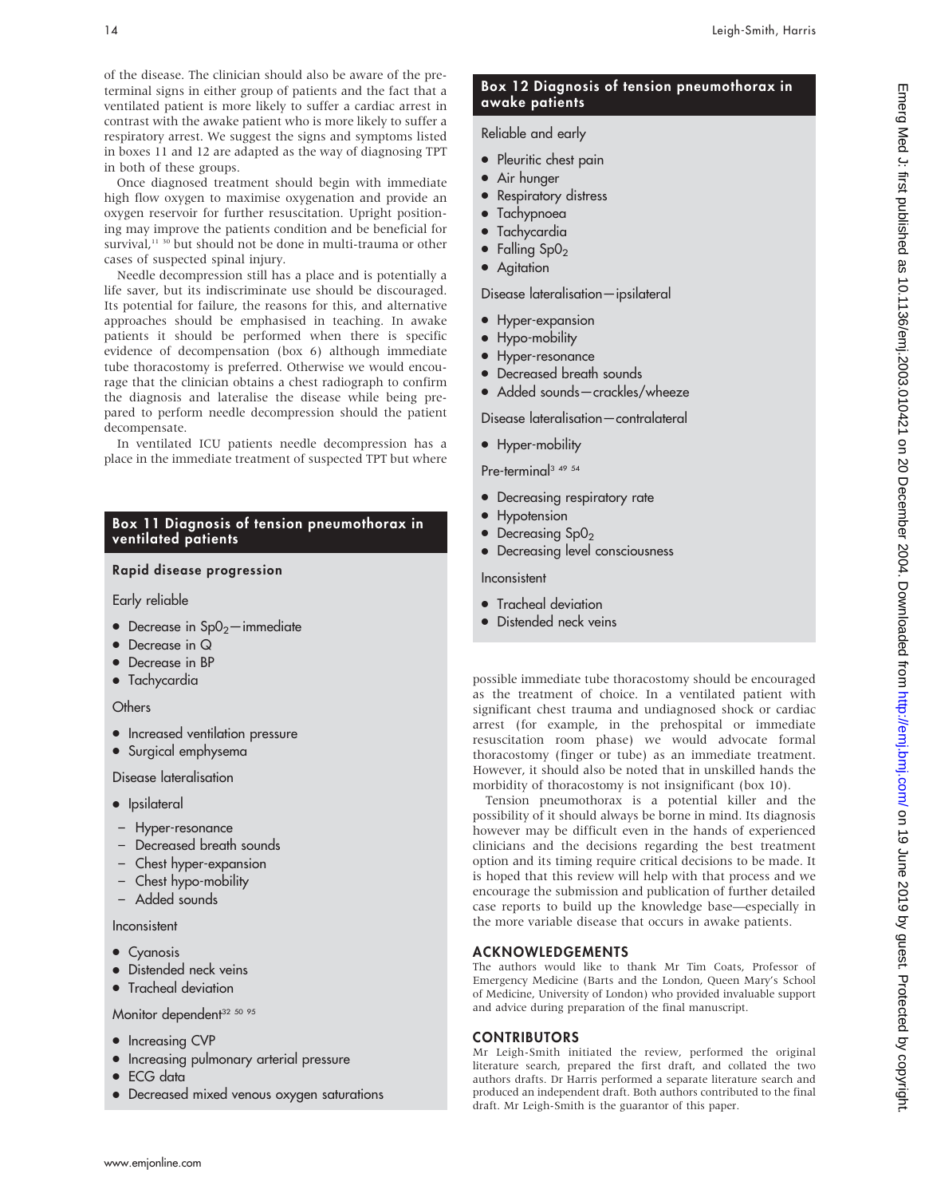of the disease. The clinician should also be aware of the pre-terminal signs in either group of patients and the fact that a ventilated patient is more likely to suffer a cardiac arrest in contrast with the awake patient who is more likely to suffer a respiratory arrest. We suggest the signs and symptoms listed in boxes 11 and 12 are adapted as the way of diagnosing TPT in both of these groups.

Once diagnosed treatment should begin with immediate high flow oxygen to maximise oxygenation and provide an oxygen reservoir for further resuscitation. Upright positioning may improve the patients condition and be beneficial for survival,[11 30] but should not be done in multi-trauma or other cases of suspected spinal injury.

Needle decompression still has a place and is potentially a life saver, but its indiscriminate use should be discouraged. Its potential for failure, the reasons for this, and alternative approaches should be emphasised in teaching. In awake patients it should be performed when there is specific evidence of decompensation (box 6) although immediate tube thoracostomy is preferred. Otherwise we would encourage that the clinician obtains a chest radiograph to confirm the diagnosis and lateralise the disease while being prepared to perform needle decompression should the patient decompensate.

In ventilated ICU patients needle decompression has a place in the immediate treatment of suspected TPT but where possible immediate tube thoracostomy should be encouraged as the treatment of choice. In a ventilated patient with significant chest trauma and undiagnosed shock or cardiac arrest (for example, in the prehospital or immediate resuscitation room phase) we would advocate formal thoracostomy (finger or tube) as an immediate treatment. However, it should also be noted that in unskilled hands the morbidity of thoracostomy is not insignificant (box 10).

Tension pneumothorax is a potential killer and the possibility of it should always be borne in mind. Its diagnosis however may be difficult even in the hands of experienced clinicians and the decisions regarding the best treatment option and its timing require critical decisions to be made. It is hoped that this review will help with that process and we encourage the submission and publication of further detailed case reports to build up the knowledge base—especially in the more variable disease that occurs in awake patients.

### Box 11 Diagnosis of tension pneumothorax in ventilated patients

**Rapid disease progression**

Early reliable

- Decrease in $SpO_2$—immediate
- Decrease in Q
- Decrease in BP
- Tachycardia

Others

- Increased ventilation pressure
- Surgical emphysema

Disease lateralisation

- Ipsilateral
  - Hyper-resonance
  - Decreased breath sounds
  - Chest hyper-expansion
  - Chest hypo-mobility
  - Added sounds

Inconsistent

- Cyanosis
- Distended neck veins
- Tracheal deviation

Monitor dependent[32 50 95]

- Increasing CVP
- Increasing pulmonary arterial pressure
- ECG data
- Decreased mixed venous oxygen saturations

### Box 12 Diagnosis of tension pneumothorax in awake patients

Reliable and early

- Pleuritic chest pain
- Air hunger
- Respiratory distress
- Tachypnoea
- Tachycardia
- Falling $SpO_2$
- Agitation

Disease lateralisation—ipsilateral

- Hyper-expansion
- Hypo-mobility
- Hyper-resonance
- Decreased breath sounds
- Added sounds—crackles/wheeze

Disease lateralisation—contralateral

- Hyper-mobility

Pre-terminal[3 49 54]

- Decreasing respiratory rate
- Hypotension
- Decreasing $SpO_2$
- Decreasing level consciousness

Inconsistent

- Tracheal deviation
- Distended neck veins

## ACKNOWLEDGEMENTS

The authors would like to thank Mr Tim Coats, Professor of Emergency Medicine (Barts and the London, Queen Mary's School of Medicine, University of London) who provided invaluable support and advice during preparation of the final manuscript.

## CONTRIBUTORS

Mr Leigh-Smith initiated the review, performed the original literature search, prepared the first draft, and collated the two authors drafts. Dr Harris performed a separate literature search and produced an independent draft. Both authors contributed to the final draft. Mr Leigh-Smith is the guarantor of this paper.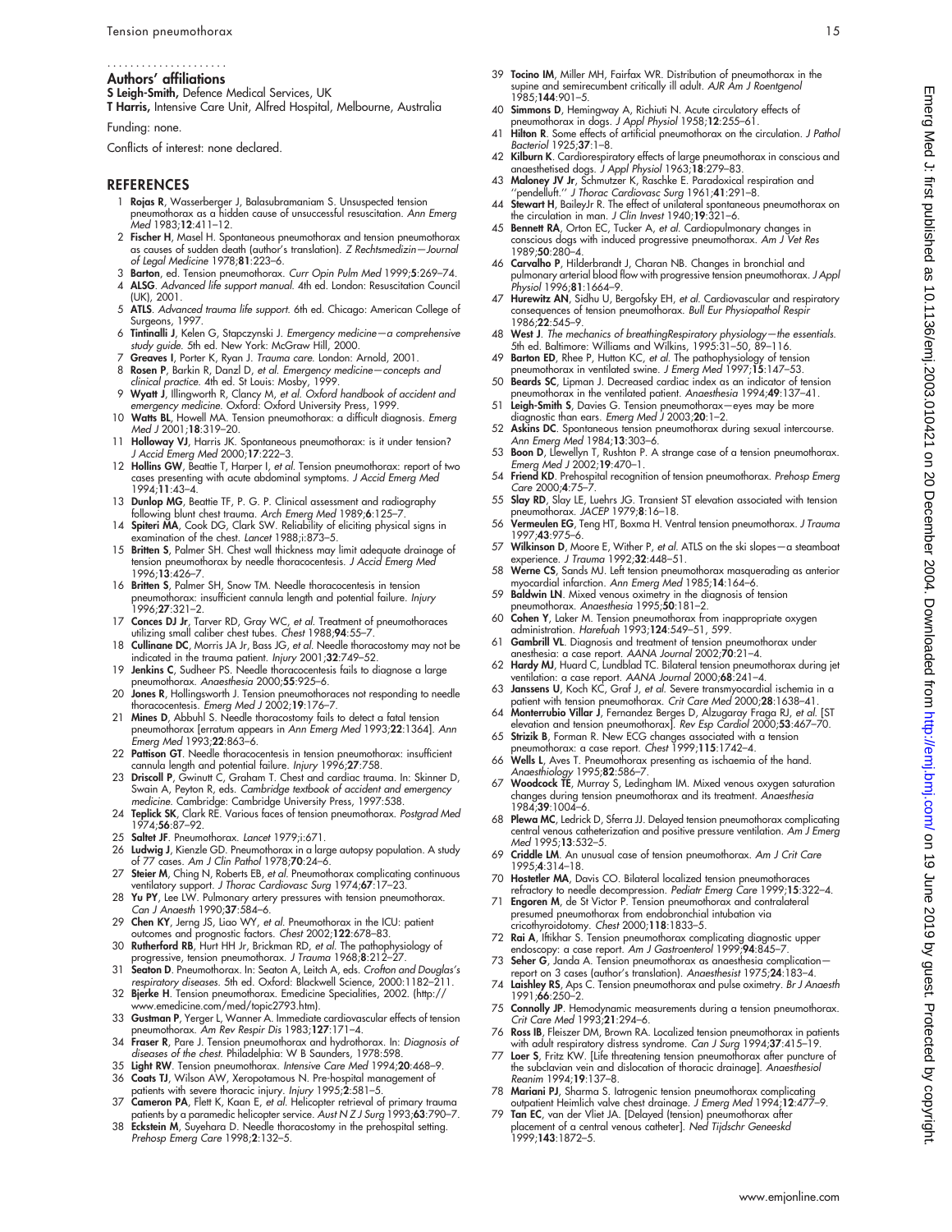## Authors' affiliations

**S Leigh-Smith,** Defence Medical Services, UK

**T Harris,** Intensive Care Unit, Alfred Hospital, Melbourne, Australia

Funding: none.

Conflicts of interest: none declared.

## REFERENCES

1. **Rojas R**, Wasserberger J, Balasubramaniam S. Unsuspected tension pneumothorax as a hidden cause of unsuccessful resuscitation. *Ann Emerg Med* 1983;**12**:411–12.
2. **Fischer H**, Masel H. Spontaneous pneumothorax and tension pneumothorax as causes of sudden death (author's translation). *Z Rechtsmedizin—Journal of Legal Medicine* 1978;**81**:223–6.
3. **Barton**, ed. Tension pneumothorax. *Curr Opin Pulm Med* 1999;**5**:269–74.
4. **ALSG**. *Advanced life support manual*. 4th ed. London: Resuscitation Council (UK), 2001.
5. **ATLS**. *Advanced trauma life support*. 6th ed. Chicago: American College of Surgeons, 1997.
6. **Tintinalli J**, Kelen G, Stapczynski J. *Emergency medicine—a comprehensive study guide*. 5th ed. New York: McGraw Hill, 2000.
7. **Greaves I**, Porter K, Ryan J. *Trauma care*. London: Arnold, 2001.
8. **Rosen P**, Barkin R, Danzl D, *et al*. *Emergency medicine—concepts and clinical practice*. 4th ed. St Louis: Mosby, 1999.
9. **Wyatt J**, Illingworth R, Clancy M, *et al*. *Oxford handbook of accident and emergency medicine*. Oxford: Oxford University Press, 1999.
10. **Watts BL**, Howell MA. Tension pneumothorax: a difficult diagnosis. *Emerg Med J* 2001;**18**:319–20.
11. **Holloway VJ**, Harris JK. Spontaneous pneumothorax: is it under tension? *J Accid Emerg Med* 2000;**17**:222–3.
12. **Hollins GW**, Beattie T, Harper I, *et al*. Tension pneumothorax: report of two cases presenting with acute abdominal symptoms. *J Accid Emerg Med* 1994;**11**:43–4.
13. **Dunlop MG**, Beattie TF, P. G. P. Clinical assessment and radiography following blunt chest trauma. *Arch Emerg Med* 1989;**6**:125–7.
14. **Spiteri MA**, Cook DG, Clark SW. Reliability of eliciting physical signs in examination of the chest. *Lancet* 1988;**i**:873–5.
15. **Britten S**, Palmer SH. Chest wall thickness may limit adequate drainage of tension pneumothorax by needle thoracocentesis. *J Accid Emerg Med* 1996;**13**:426–7.
16. **Britten S**, Palmer SH, Snow TM. Needle thoracocentesis in tension pneumothorax: insufficient cannula length and potential failure. *Injury* 1996;**27**:321–2.
17. **Conces DJ Jr**, Tarver RD, Gray WC, *et al*. Treatment of pneumothoraces utilizing small caliber chest tubes. *Chest* 1988;**94**:55–7.
18. **Cullinane DC**, Morris JA Jr, Bass JG, *et al*. Needle thoracostomy may not be indicated in the trauma patient. *Injury* 2001;**32**:749–52.
19. **Jenkins C**, Sudheer PS. Needle thoracocentesis fails to diagnose a large pneumothorax. *Anaesthesia* 2000;**55**:925–6.
20. **Jones R**, Hollingsworth J. Tension pneumothoraces not responding to needle thoracocentesis. *Emerg Med J* 2002;**19**:176–7.
21. **Mines D**, Abbuhl S. Needle thoracostomy fails to detect a fatal tension pneumothorax [erratum appears in *Ann Emerg Med* 1993;**22**:1364]. *Ann Emerg Med* 1993;**22**:863–6.
22. **Pattison GT**. Needle thoracocentesis in tension pneumothorax: insufficient cannula length and potential failure. *Injury* 1996;**27**:758.
23. **Driscoll P**, Gwinutt C, Graham T. Chest and cardiac trauma. In: Skinner D, Swain A, Peyton R, eds. *Cambridge textbook of accident and emergency medicine*. Cambridge: Cambridge University Press, 1997:538.
24. **Teplick SK**, Clark RE. Various faces of tension pneumothorax. *Postgrad Med* 1974;**56**:87–92.
25. **Saltet JF**. Pneumothorax. *Lancet* 1979;**i**:671.
26. **Ludwig J**, Kienzle GD. Pneumothorax in a large autopsy population. A study of 77 cases. *Am J Clin Pathol* 1978;**70**:24–6.
27. **Steier M**, Ching N, Roberts EB, *et al*. Pneumothorax complicating continuous ventilatory support. *J Thorac Cardiovasc Surg* 1974;**67**:17–23.
28. **Yu PY**, Lee LW. Pulmonary artery pressures with tension pneumothorax. *Can J Anaesth* 1990;**37**:584–6.
29. **Chen KY**, Jerng JS, Liao WY, *et al*. Pneumothorax in the ICU: patient outcomes and prognostic factors. *Chest* 2002;**122**:678–83.
30. **Rutherford RB**, Hurt HH Jr, Brickman RD, *et al*. The pathophysiology of progressive, tension pneumothorax. *J Trauma* 1968;**8**:212–27.
31. **Seaton D**. Pneumothorax. In: Seaton A, Leitch A, eds. *Crofton and Douglas's respiratory diseases*. 5th ed. Oxford: Blackwell Science, 2000:1182–211.
32. **Bjerke H**. Tension pneumothorax. Emedicine Specialities, 2002. (http://www.emedicine.com/med/topic2793.htm).
33. **Gustman P**, Yerger L, Wanner A. Immediate cardiovascular effects of tension pneumothorax. *Am Rev Respir Dis* 1983;**127**:171–4.
34. **Fraser R**, Pare J. Tension pneumothorax and hydrothorax. In: *Diagnosis of diseases of the chest*. Philadelphia: W B Saunders, 1978:598.
35. **Light RW**. Tension pneumothorax. *Intensive Care Med* 1994;**20**:468–9.
36. **Coats TJ**, Wilson AW, Xeropotamous N. Pre-hospital management of patients with severe thoracic injury. *Injury* 1995;**2**:581–5.
37. **Cameron PA**, Flett K, Kaan E, *et al*. Helicopter retrieval of primary trauma patients by a paramedic helicopter service. *Aust N Z J Surg* 1993;**63**:790–7.
38. **Eckstein M**, Suyehara D. Needle thoracostomy in the prehospital setting. *Prehosp Emerg Care* 1998;**2**:132–5.
39. **Tocino IM**, Miller MH, Fairfax WR. Distribution of pneumothorax in the supine and semirecumbent critically ill adult. *AJR Am J Roentgenol* 1985;**144**:901–5.
40. **Simmons D**, Hemingway A, Richiuti N. Acute circulatory effects of pneumothorax in dogs. *J Appl Physiol* 1958;**12**:255–61.
41. **Hilton R**. Some effects of artificial pneumothorax on the circulation. *J Pathol Bacteriol* 1925;**37**:1–8.
42. **Kilburn K**. Cardiorespiratory effects of large pneumothorax in conscious and anaesthetised dogs. *J Appl Physiol* 1963;**18**:279–83.
43. **Maloney JV Jr**, Schmutzer K, Raschke E. Paradoxical respiration and ''pendelluft.'' *J Thorac Cardiovasc Surg* 1961;**41**:291–8.
44. **Stewart H**, BaileyJr R. The effect of unilateral spontaneous pneumothorax on the circulation in man. *J Clin Invest* 1940;**19**:321–6.
45. **Bennett RA**, Orton EC, Tucker A, *et al*. Cardiopulmonary changes in conscious dogs with induced progressive pneumothorax. *Am J Vet Res* 1989;**50**:280–4.
46. **Carvalho P**, Hilderbrandt J, Charan NB. Changes in bronchial and pulmonary arterial blood flow with progressive tension pneumothorax. *J Appl Physiol* 1996;**81**:1664–9.
47. **Hurewitz AN**, Sidhu U, Bergofsky EH, *et al*. Cardiovascular and respiratory consequences of tension pneumothorax. *Bull Eur Physiopathol Respir* 1986;**22**:545–9.
48. **West J**. *The mechanics of breathingRespiratory physiology—the essentials*. 5th ed. Baltimore: Williams and Wilkins, 1995:31–50, 89–116.
49. **Barton ED**, Rhee P, Hutton KC, *et al*. The pathophysiology of tension pneumothorax in ventilated swine. *J Emerg Med* 1997;**15**:147–53.
50. **Beards SC**, Lipman J. Decreased cardiac index as an indicator of tension pneumothorax in the ventilated patient. *Anaesthesia* 1994;**49**:137–41.
51. **Leigh-Smith S**, Davies G. Tension pneumothorax—eyes may be more diagnostic than ears. *Emerg Med J* 2003;**20**:1–2.
52. **Askins DC**. Spontaneous tension pneumothorax during sexual intercourse. *Ann Emerg Med* 1984;**13**:303–6.
53. **Boon D**, Llewellyn T, Rushton P. A strange case of a tension pneumothorax. *Emerg Med J* 2002;**19**:470–1.
54. **Friend KD**. Prehospital recognition of tension pneumothorax. *Prehosp Emerg Care* 2000;**4**:75–7.
55. **Slay RD**, Slay LE, Luehrs JG. Transient ST elevation associated with tension pneumothorax. *JACEP* 1979;**8**:16–18.
56. **Vermeulen EG**, Teng HT, Boxma H. Ventral tension pneumothorax. *J Trauma* 1997;**43**:975–6.
57. **Wilkinson D**, Moore E, Wither P, *et al*. ATLS on the ski slopes—a steamboat experience. *J Trauma* 1992;**32**:448–51.
58. **Werne CS**, Sands MJ. Left tension pneumothorax masquerading as anterior myocardial infarction. *Ann Emerg Med* 1985;**14**:164–6.
59. **Baldwin LN**. Mixed venous oximetry in the diagnosis of tension pneumothorax. *Anaesthesia* 1995;**50**:181–2.
60. **Cohen Y**, Laker M. Tension pneumothorax from inappropriate oxygen administration. *Harefuah* 1993;**124**:549–51, 599.
61. **Gambrill VL**. Diagnosis and treatment of tension pneumothorax under anesthesia: a case report. *AANA Journal* 2002;**70**:21–4.
62. **Hardy MJ**, Huard C, Lundblad TC. Bilateral tension pneumothorax during jet ventilation: a case report. *AANA Journal* 2000;**68**:241–4.
63. **Janssens U**, Koch KC, Graf J, *et al*. Severe transmyocardial ischemia in a patient with tension pneumothorax. *Crit Care Med* 2000;**28**:1638–41.
64. **Monterrubio Villar J**, Fernandez Berges D, Alzugaray Fraga RJ, *et al*. [ST elevation and tension pneumothorax]. *Rev Esp Cardiol* 2000;**53**:467–70.
65. **Strizik B**, Forman R. New ECG changes associated with a tension pneumothorax: a case report. *Chest* 1999;**115**:1742–4.
66. **Wells L**, Aves T. Pneumothorax presenting as ischaemia of the hand. *Anaesthiology* 1995;**82**:586–7.
67. **Woodcock TE**, Murray S, Ledingham IM. Mixed venous oxygen saturation changes during tension pneumothorax and its treatment. *Anaesthesia* 1984;**39**:1004–6.
68. **Plewa MC**, Ledrick D, Sferra JJ. Delayed tension pneumothorax complicating central venous catheterization and positive pressure ventilation. *Am J Emerg Med* 1995;**13**:532–5.
69. **Criddle LM**. An unusual case of tension pneumothorax. *Am J Crit Care* 1995;**4**:314–18.
70. **Hostetler MA**, Davis CO. Bilateral localized tension pneumothoraces refractory to needle decompression. *Pediatr Emerg Care* 1999;**15**:322–4.
71. **Engoren M**, de St Victor P. Tension pneumothorax and contralateral presumed pneumothorax from endobronchial intubation via cricothyroidotomy. *Chest* 2000;**118**:1833–5.
72. **Rai A**, Iftikhar S. Tension pneumothorax complicating diagnostic upper endoscopy: a case report. *Am J Gastroenterol* 1999;**94**:845–7.
73. **Seher G**, Janda A. Tension pneumothorax as anaesthesia complication—report on 3 cases (author's translation). *Anaesthesist* 1975;**24**:183–4.
74. **Laishley RS**, Aps C. Tension pneumothorax and pulse oximetry. *Br J Anaesth* 1991;**66**:250–2.
75. **Connolly JP**. Hemodynamic measurements during a tension pneumothorax. *Crit Care Med* 1993;**21**:294–6.
76. **Ross IB**, Fleiszer DM, Brown RA. Localized tension pneumothorax in patients with adult respiratory distress syndrome. *Can J Surg* 1994;**37**:415–19.
77. **Loer S**, Fritz KW. [Life threatening tension pneumothorax after puncture of the subclavian vein and dislocation of thoracic drainage]. *Anaesthesiol Reanim* 1994;**19**:137–8.
78. **Mariani PJ**, Sharma S. Iatrogenic tension pneumothorax complicating outpatient Heimlich valve chest drainage. *J Emerg Med* 1994;**12**:477–9.
79. **Tan EC**, van der Vliet JA. [Delayed (tension) pneumothorax after placement of a central venous catheter]. *Ned Tijdschr Geneeskd* 1999;**143**:1872–5.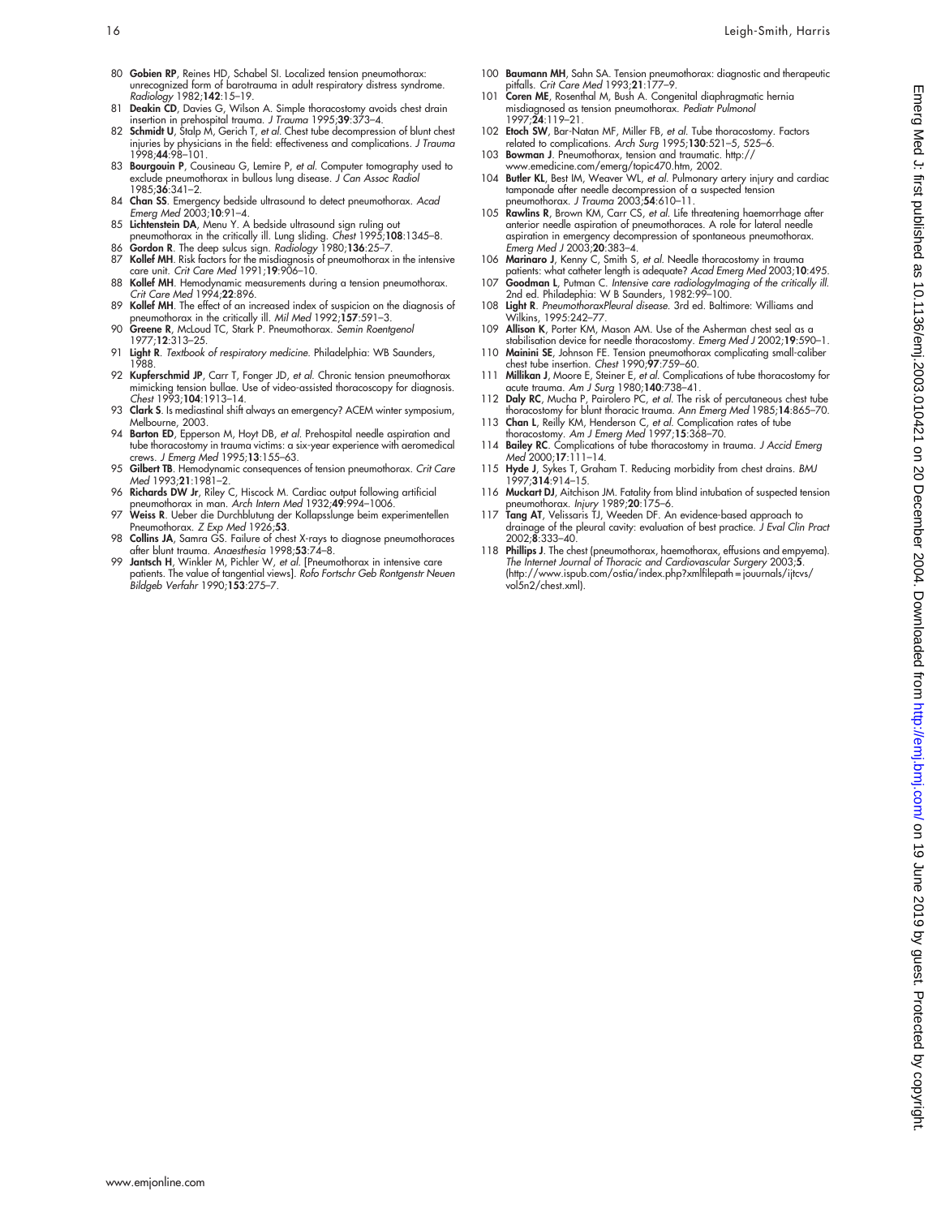80 **Gobien RP**, Reines HD, Schabel SI. Localized tension pneumothorax: unrecognized form of barotrauma in adult respiratory distress syndrome. *Radiology* 1982;**142**:15–19.

81 **Deakin CD**, Davies G, Wilson A. Simple thoracostomy avoids chest drain insertion in prehospital trauma. *J Trauma* 1995;**39**:373–4.

82 **Schmidt U**, Stalp M, Gerich T, *et al*. Chest tube decompression of blunt chest injuries by physicians in the field: effectiveness and complications. *J Trauma* 1998;**44**:98–101.

83 **Bourgouin P**, Cousineau G, Lemire P, *et al*. Computer tomography used to exclude pneumothorax in bullous lung disease. *J Can Assoc Radiol* 1985;**36**:341–2.

84 **Chan SS**. Emergency bedside ultrasound to detect pneumothorax. *Acad Emerg Med* 2003;**10**:91–4.

85 **Lichtenstein DA**, Menu Y. A bedside ultrasound sign ruling out pneumothorax in the critically ill. Lung sliding. *Chest* 1995;**108**:1345–8.

86 **Gordon R**. The deep sulcus sign. *Radiology* 1980;**136**:25–7.

87 **Kollef MH**. Risk factors for the misdiagnosis of pneumothorax in the intensive care unit. *Crit Care Med* 1991;**19**:906–10.

88 **Kollef MH**. Hemodynamic measurements during a tension pneumothorax. *Crit Care Med* 1994;**22**:896.

89 **Kollef MH**. The effect of an increased index of suspicion on the diagnosis of pneumothorax in the critically ill. *Mil Med* 1992;**157**:591–3.

90 **Greene R**, McLoud TC, Stark P. Pneumothorax. *Semin Roentgenol* 1977;**12**:313–25.

91 **Light R**. *Textbook of respiratory medicine*. Philadelphia: WB Saunders, 1988.

92 **Kupferschmid JP**, Carr T, Fonger JD, *et al*. Chronic tension pneumothorax mimicking tension bullae. Use of video-assisted thoracoscopy for diagnosis. *Chest* 1993;**104**:1913–14.

93 **Clark S**. Is mediastinal shift always an emergency? ACEM winter symposium, Melbourne, 2003.

94 **Barton ED**, Epperson M, Hoyt DB, *et al*. Prehospital needle aspiration and tube thoracostomy in trauma victims: a six-year experience with aeromedical crews. *J Emerg Med* 1995;**13**:155–63.

95 **Gilbert TB**. Hemodynamic consequences of tension pneumothorax. *Crit Care Med* 1993;**21**:1981–2.

96 **Richards DW Jr**, Riley C, Hiscock M. Cardiac output following artificial pneumothorax in man. *Arch Intern Med* 1932;**49**:994–1006.

97 **Weiss R**. Ueber die Durchblutung der Kollapslunge beim experimentellen Pneumothorax. *Z Exp Med* 1926;**53**.

98 **Collins JA**, Samra GS. Failure of chest X-rays to diagnose pneumothoraces after blunt trauma. *Anaesthesia* 1998;**53**:74–8.

99 **Jantsch H**, Winkler M, Pichler W, *et al*. [Pneumothorax in intensive care patients. The value of tangential views]. *Rofo Fortschr Geb Rontgenstr Neuen Bildgeb Verfahr* 1990;**153**:275–7.

100 **Baumann MH**, Sahn SA. Tension pneumothorax: diagnostic and therapeutic pitfalls. *Crit Care Med* 1993;**21**:177–9.

101 **Coren ME**, Rosenthal M, Bush A. Congenital diaphragmatic hernia misdiagnosed as tension pneumothorax. *Pediatr Pulmonol* 1997;**24**:119–21.

102 **Etoch SW**, Bar-Natan MF, Miller FB, *et al*. Tube thoracostomy. Factors related to complications. *Arch Surg* 1995;**130**:521–5, 525–6.

103 **Bowman J**. Pneumothorax, tension and traumatic. http://www.emedicine.com/emerg/topic470.htm, 2002.

104 **Butler KL**, Best IM, Weaver WL, *et al*. Pulmonary artery injury and cardiac tamponade after needle decompression of a suspected tension pneumothorax. *J Trauma* 2003;**54**:610–11.

105 **Rawlins R**, Brown KM, Carr CS, *et al*. Life threatening haemorrhage after anterior needle aspiration of pneumothoraces. A role for lateral needle aspiration in emergency decompression of spontaneous pneumothorax. *Emerg Med J* 2003;**20**:383–4.

106 **Marinaro J**, Kenny C, Smith S, *et al*. Needle thoracostomy in trauma patients: what catheter length is adequate? *Acad Emerg Med* 2003;**10**:495.

107 **Goodman L**, Putman C. *Intensive care radiologyImaging of the critically ill*. 2nd ed. Philadephia: W B Saunders, 1982:99–100.

108 **Light R**. *PneumothoraxPleural disease*. 3rd ed. Baltimore: Williams and Wilkins, 1995:242–77.

109 **Allison K**, Porter KM, Mason AM. Use of the Asherman chest seal as a stabilisation device for needle thoracostomy. *Emerg Med J* 2002;**19**:590–1.

110 **Mainini SE**, Johnson FE. Tension pneumothorax complicating small-caliber chest tube insertion. *Chest* 1990;**97**:759–60.

111 **Millikan J**, Moore E, Steiner E, *et al*. Complications of tube thoracostomy for acute trauma. *Am J Surg* 1980;**140**:738–41.

112 **Daly RC**, Mucha P, Pairolero PC, *et al*. The risk of percutaneous chest tube thoracostomy for blunt thoracic trauma. *Ann Emerg Med* 1985;**14**:865–70.

113 **Chan L**, Reilly KM, Henderson C, *et al*. Complication rates of tube thoracostomy. *Am J Emerg Med* 1997;**15**:368–70.

114 **Bailey RC**. Complications of tube thoracostomy in trauma. *J Accid Emerg Med* 2000;**17**:111–14.

115 **Hyde J**, Sykes T, Graham T. Reducing morbidity from chest drains. *BMJ* 1997;**314**:914–15.

116 **Muckart DJ**, Aitchison JM. Fatality from blind intubation of suspected tension pneumothorax. *Injury* 1989;**20**:175–6.

117 **Tang AT**, Velissaris TJ, Weeden DF. An evidence-based approach to drainage of the pleural cavity: evaluation of best practice. *J Eval Clin Pract* 2002;**8**:333–40.

118 **Phillips J**. The chest (pneumothorax, haemothorax, effusions and empyema). *The Internet Journal of Thoracic and Cardiovascular Surgery* 2003;**5**. (http://www.ispub.com/ostia/index.php?xmlfilepath=jouurnals/ijtcvs/vol5n2/chest.xml).